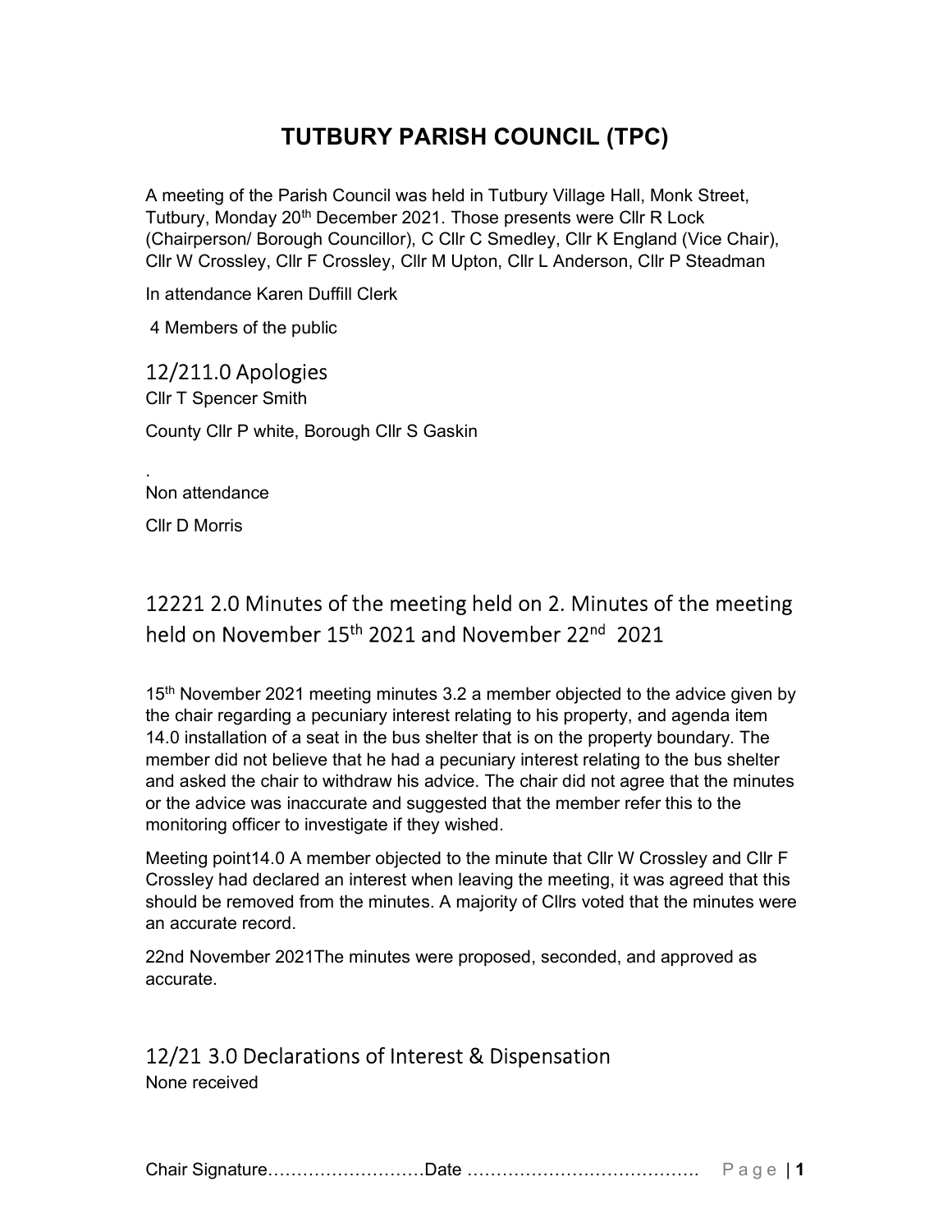# TUTBURY PARISH COUNCIL (TPC)

A meeting of the Parish Council was held in Tutbury Village Hall, Monk Street, Tutbury, Monday 20th December 2021. Those presents were Cllr R Lock (Chairperson/ Borough Councillor), C Cllr C Smedley, Cllr K England (Vice Chair), Cllr W Crossley, Cllr F Crossley, Cllr M Upton, Cllr L Anderson, Cllr P Steadman

In attendance Karen Duffill Clerk

4 Members of the public

## 12/211.0 Apologies

Cllr T Spencer Smith

County Cllr P white, Borough Cllr S Gaskin

.

Non attendance

Cllr D Morris

## 12221 2.0 Minutes of the meeting held on 2. Minutes of the meeting held on November 15th 2021 and November 22nd 2021

15th November 2021 meeting minutes 3.2 a member objected to the advice given by the chair regarding a pecuniary interest relating to his property, and agenda item 14.0 installation of a seat in the bus shelter that is on the property boundary. The member did not believe that he had a pecuniary interest relating to the bus shelter and asked the chair to withdraw his advice. The chair did not agree that the minutes or the advice was inaccurate and suggested that the member refer this to the monitoring officer to investigate if they wished.

Meeting point14.0 A member objected to the minute that Cllr W Crossley and Cllr F Crossley had declared an interest when leaving the meeting, it was agreed that this should be removed from the minutes. A majority of Cllrs voted that the minutes were an accurate record.

22nd November 2021The minutes were proposed, seconded, and approved as accurate.

## 12/21 3.0 Declarations of Interest & Dispensation

None received

Chair Signature………………………Date ………………………………….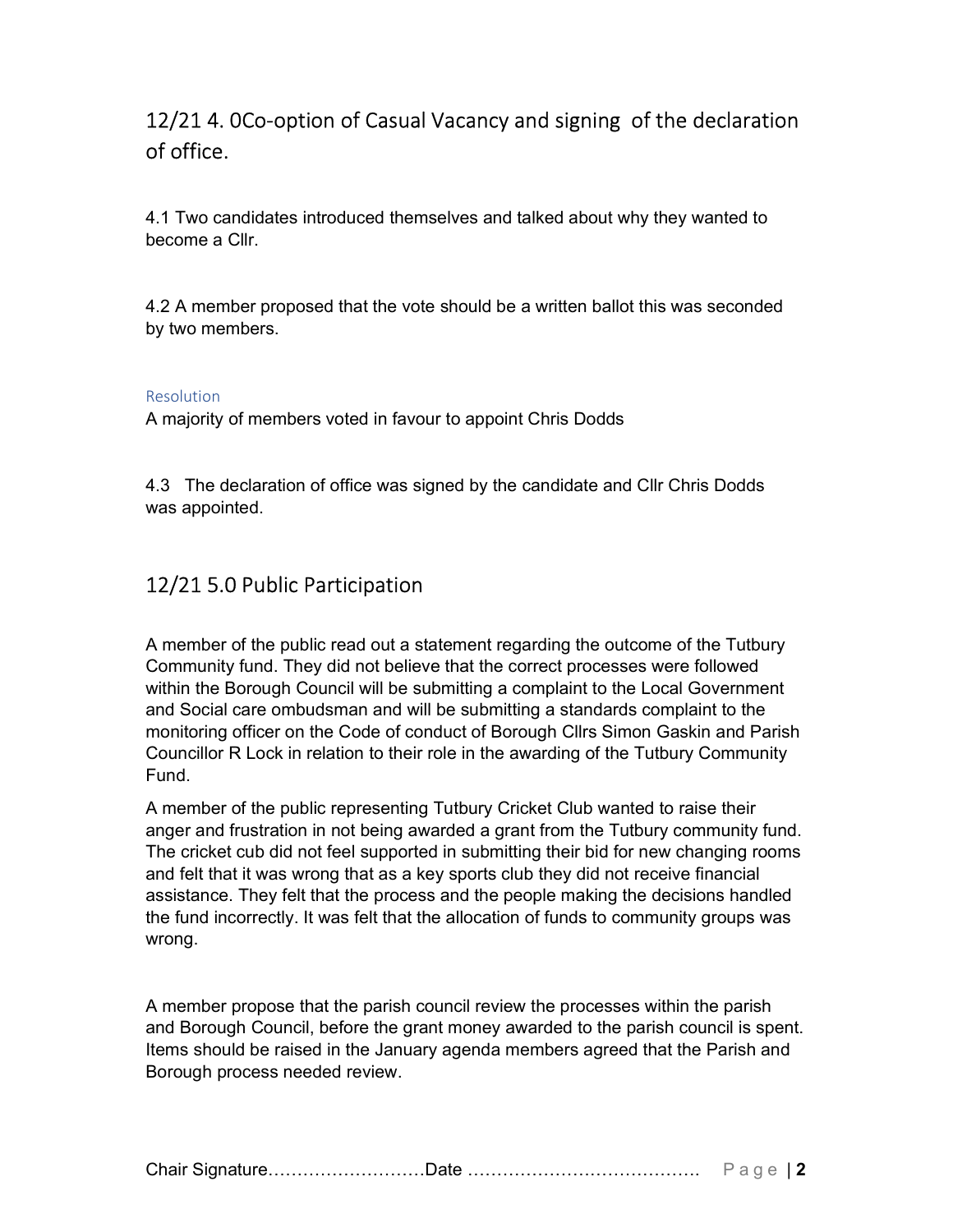## 12/21 4. 0Co-option of Casual Vacancy and signing of the declaration of office.

4.1 Two candidates introduced themselves and talked about why they wanted to become a Cllr.

4.2 A member proposed that the vote should be a written ballot this was seconded by two members.

### Resolution

A majority of members voted in favour to appoint Chris Dodds

4.3 The declaration of office was signed by the candidate and Cllr Chris Dodds was appointed.

## 12/21 5.0 Public Participation

A member of the public read out a statement regarding the outcome of the Tutbury Community fund. They did not believe that the correct processes were followed within the Borough Council will be submitting a complaint to the Local Government and Social care ombudsman and will be submitting a standards complaint to the monitoring officer on the Code of conduct of Borough Cllrs Simon Gaskin and Parish Councillor R Lock in relation to their role in the awarding of the Tutbury Community Fund.

A member of the public representing Tutbury Cricket Club wanted to raise their anger and frustration in not being awarded a grant from the Tutbury community fund. The cricket cub did not feel supported in submitting their bid for new changing rooms and felt that it was wrong that as a key sports club they did not receive financial assistance. They felt that the process and the people making the decisions handled the fund incorrectly. It was felt that the allocation of funds to community groups was wrong.

A member propose that the parish council review the processes within the parish and Borough Council, before the grant money awarded to the parish council is spent. Items should be raised in the January agenda members agreed that the Parish and Borough process needed review.

Chair Signature………………………Date ………………………………….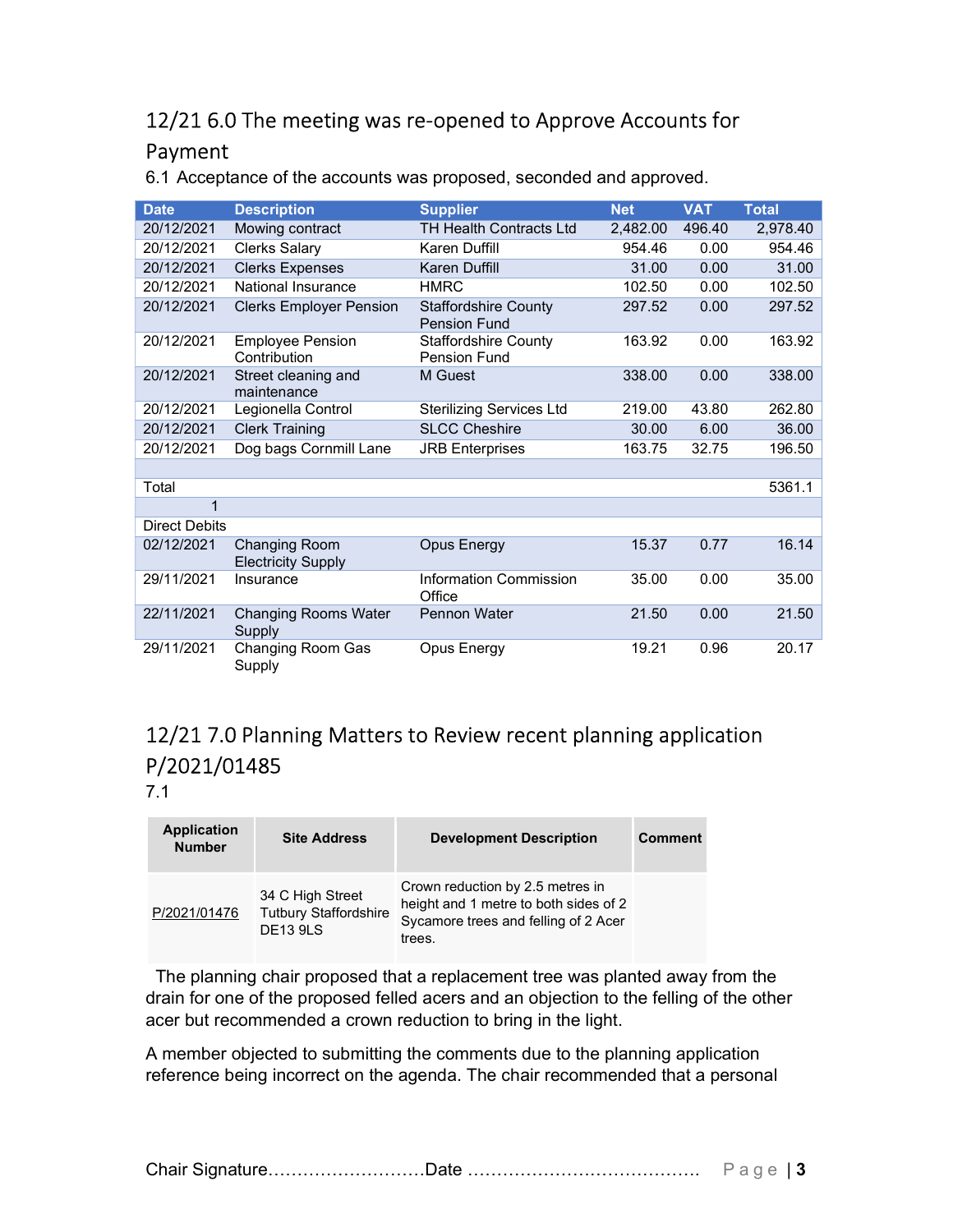## 12/21 6.0 The meeting was re-opened to Approve Accounts for Payment

6.1 Acceptance of the accounts was proposed, seconded and approved.

| Date | Description | Supplier | Net | VAT | Total |
|---|---|---|---|---|---|
| 20/12/2021 | Mowing contract | TH Health Contracts Ltd | 2,482.00 | 496.40 | 2,978.40 |
| 20/12/2021 | Clerks Salary | Karen Duffill | 954.46 | 0.00 | 954.46 |
| 20/12/2021 | Clerks Expenses | Karen Duffill | 31.00 | 0.00 | 31.00 |
| 20/12/2021 | National Insurance | HMRC | 102.50 | 0.00 | 102.50 |
| 20/12/2021 | Clerks Employer Pension | Staffordshire County Pension Fund | 297.52 | 0.00 | 297.52 |
| 20/12/2021 | Employee Pension Contribution | Staffordshire County Pension Fund | 163.92 | 0.00 | 163.92 |
| 20/12/2021 | Street cleaning and maintenance | M Guest | 338.00 | 0.00 | 338.00 |
| 20/12/2021 | Legionella Control | Sterilizing Services Ltd | 219.00 | 43.80 | 262.80 |
| 20/12/2021 | Clerk Training | SLCC Cheshire | 30.00 | 6.00 | 36.00 |
| 20/12/2021 | Dog bags Cornmill Lane | JRB Enterprises | 163.75 | 32.75 | 196.50 |
| | | | | | |
| Total | | | | | 5361.1 |
| 1 | | | | | |
| Direct Debits | | | | | |
| 02/12/2021 | Changing Room Electricity Supply | Opus Energy | 15.37 | 0.77 | 16.14 |
| 29/11/2021 | Insurance | Information Commission Office | 35.00 | 0.00 | 35.00 |
| 22/11/2021 | Changing Rooms Water Supply | Pennon Water | 21.50 | 0.00 | 21.50 |
| 29/11/2021 | Changing Room Gas Supply | Opus Energy | 19.21 | 0.96 | 20.17 |

## 12/21 7.0 Planning Matters to Review recent planning application P/2021/01485

7.1

| Application Number | Site Address | Development Description | Comment |
|---|---|---|---|
| P/2021/01476 | 34 C High Street Tutbury Staffordshire DE13 9LS | Crown reduction by 2.5 metres in height and 1 metre to both sides of 2 Sycamore trees and felling of 2 Acer trees. | |

The planning chair proposed that a replacement tree was planted away from the drain for one of the proposed felled acers and an objection to the felling of the other acer but recommended a crown reduction to bring in the light.

A member objected to submitting the comments due to the planning application reference being incorrect on the agenda. The chair recommended that a personal

Chair Signature……………………….Date ………………………………….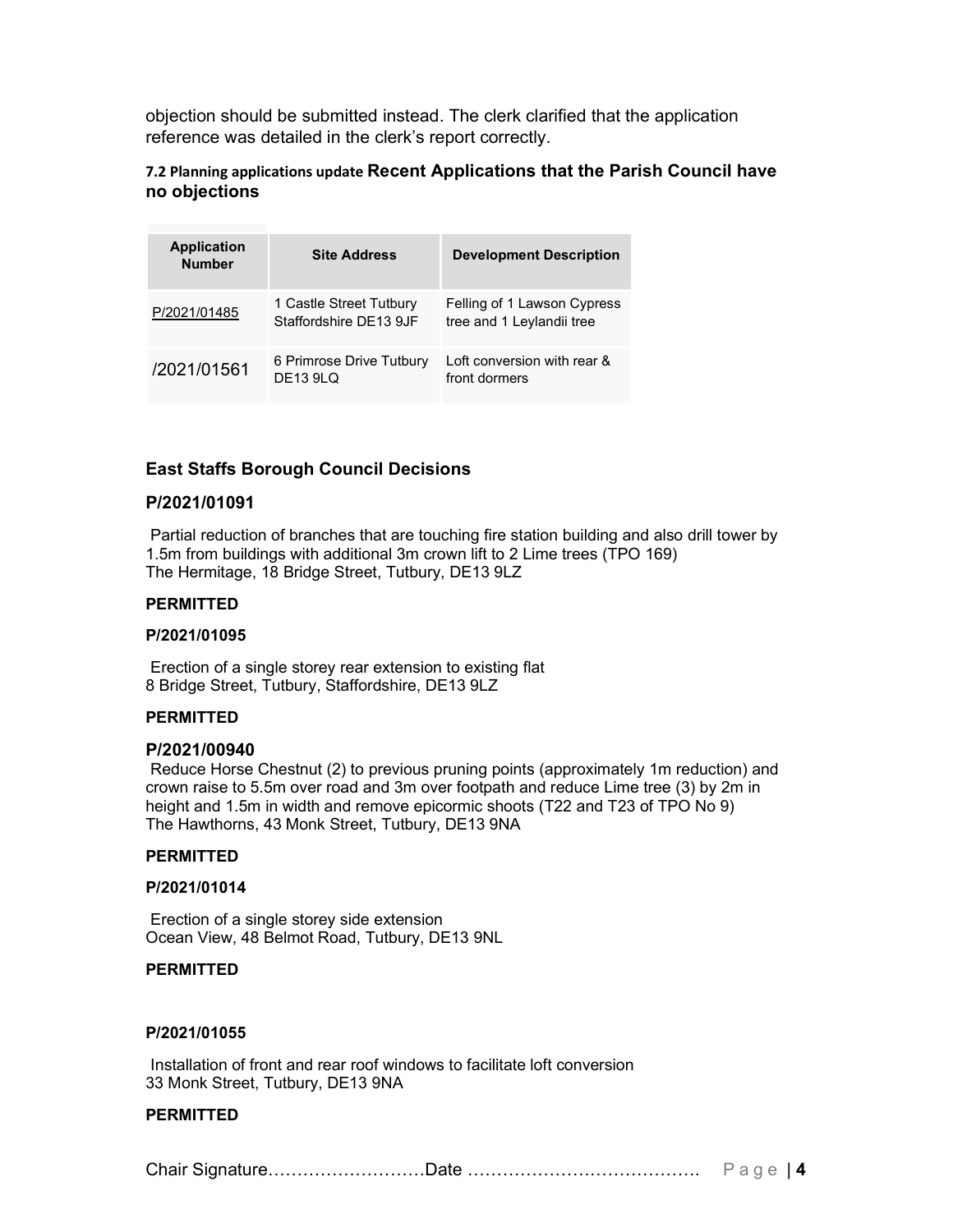objection should be submitted instead. The clerk clarified that the application reference was detailed in the clerk's report correctly.

### 7.2 Planning applications update **Recent Applications that the Parish Council have no objections**

| Application Number | Site Address | Development Description |
|---|---|---|
| P/2021/01485 | 1 Castle Street Tutbury Staffordshire DE13 9JF | Felling of 1 Lawson Cypress tree and 1 Leylandii tree |
| /2021/01561 | 6 Primrose Drive Tutbury DE13 9LQ | Loft conversion with rear & front dormers |

### East Staffs Borough Council Decisions

**P/2021/01091**

Partial reduction of branches that are touching fire station building and also drill tower by 1.5m from buildings with additional 3m crown lift to 2 Lime trees (TPO 169)
The Hermitage, 18 Bridge Street, Tutbury, DE13 9LZ

**PERMITTED**

**P/2021/01095**

Erection of a single storey rear extension to existing flat
8 Bridge Street, Tutbury, Staffordshire, DE13 9LZ

**PERMITTED**

**P/2021/00940**

Reduce Horse Chestnut (2) to previous pruning points (approximately 1m reduction) and crown raise to 5.5m over road and 3m over footpath and reduce Lime tree (3) by 2m in height and 1.5m in width and remove epicormic shoots (T22 and T23 of TPO No 9)
The Hawthorns, 43 Monk Street, Tutbury, DE13 9NA

**PERMITTED**

**P/2021/01014**

Erection of a single storey side extension
Ocean View, 48 Belmot Road, Tutbury, DE13 9NL

**PERMITTED**

**P/2021/01055**

Installation of front and rear roof windows to facilitate loft conversion
33 Monk Street, Tutbury, DE13 9NA

**PERMITTED**

Chair Signature………………………Date ………………………………….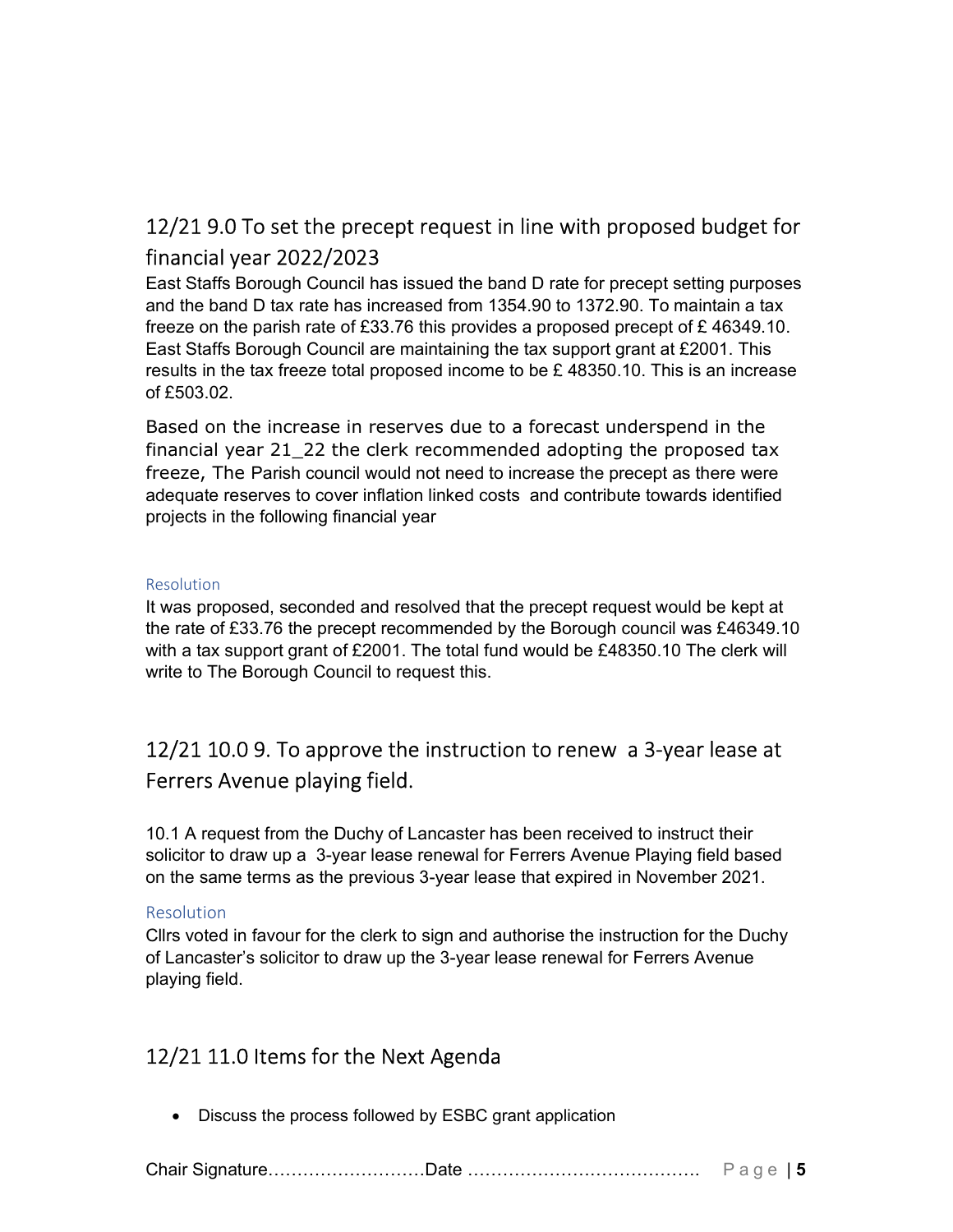## 12/21 9.0 To set the precept request in line with proposed budget for financial year 2022/2023

East Staffs Borough Council has issued the band D rate for precept setting purposes and the band D tax rate has increased from 1354.90 to 1372.90. To maintain a tax freeze on the parish rate of £33.76 this provides a proposed precept of £ 46349.10. East Staffs Borough Council are maintaining the tax support grant at £2001. This results in the tax freeze total proposed income to be £ 48350.10. This is an increase of £503.02.

Based on the increase in reserves due to a forecast underspend in the financial year 21_22 the clerk recommended adopting the proposed tax freeze, The Parish council would not need to increase the precept as there were adequate reserves to cover inflation linked costs and contribute towards identified projects in the following financial year

#### Resolution

It was proposed, seconded and resolved that the precept request would be kept at the rate of £33.76 the precept recommended by the Borough council was £46349.10 with a tax support grant of £2001. The total fund would be £48350.10 The clerk will write to The Borough Council to request this.

## 12/21 10.0 9. To approve the instruction to renew a 3-year lease at Ferrers Avenue playing field.

10.1 A request from the Duchy of Lancaster has been received to instruct their solicitor to draw up a 3-year lease renewal for Ferrers Avenue Playing field based on the same terms as the previous 3-year lease that expired in November 2021.

#### Resolution

Cllrs voted in favour for the clerk to sign and authorise the instruction for the Duchy of Lancaster's solicitor to draw up the 3-year lease renewal for Ferrers Avenue playing field.

## 12/21 11.0 Items for the Next Agenda

- Discuss the process followed by ESBC grant application

Chair Signature………………………Date ………………………………….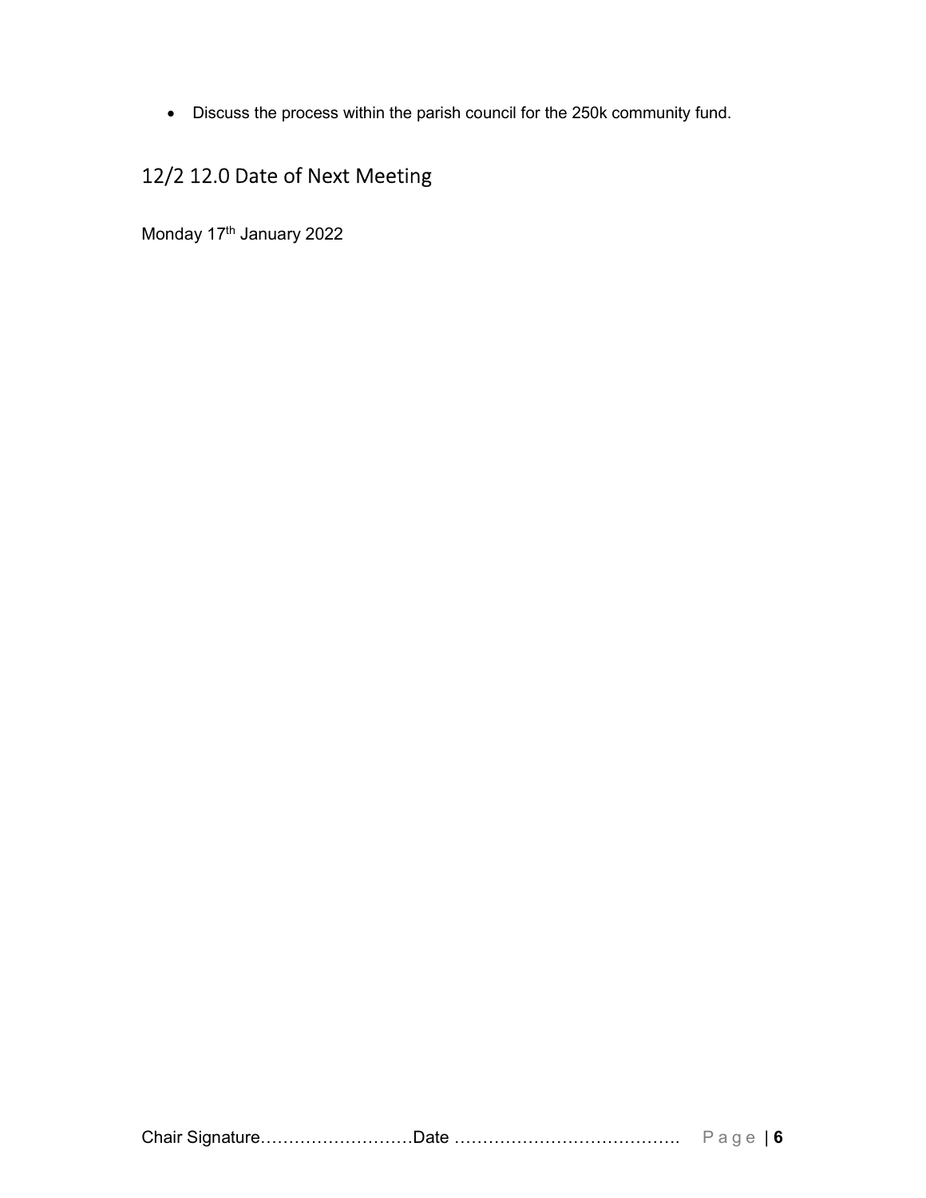- Discuss the process within the parish council for the 250k community fund.

## 12/2 12.0 Date of Next Meeting

Monday 17th January 2022

Chair Signature………………………Date ………………………………….